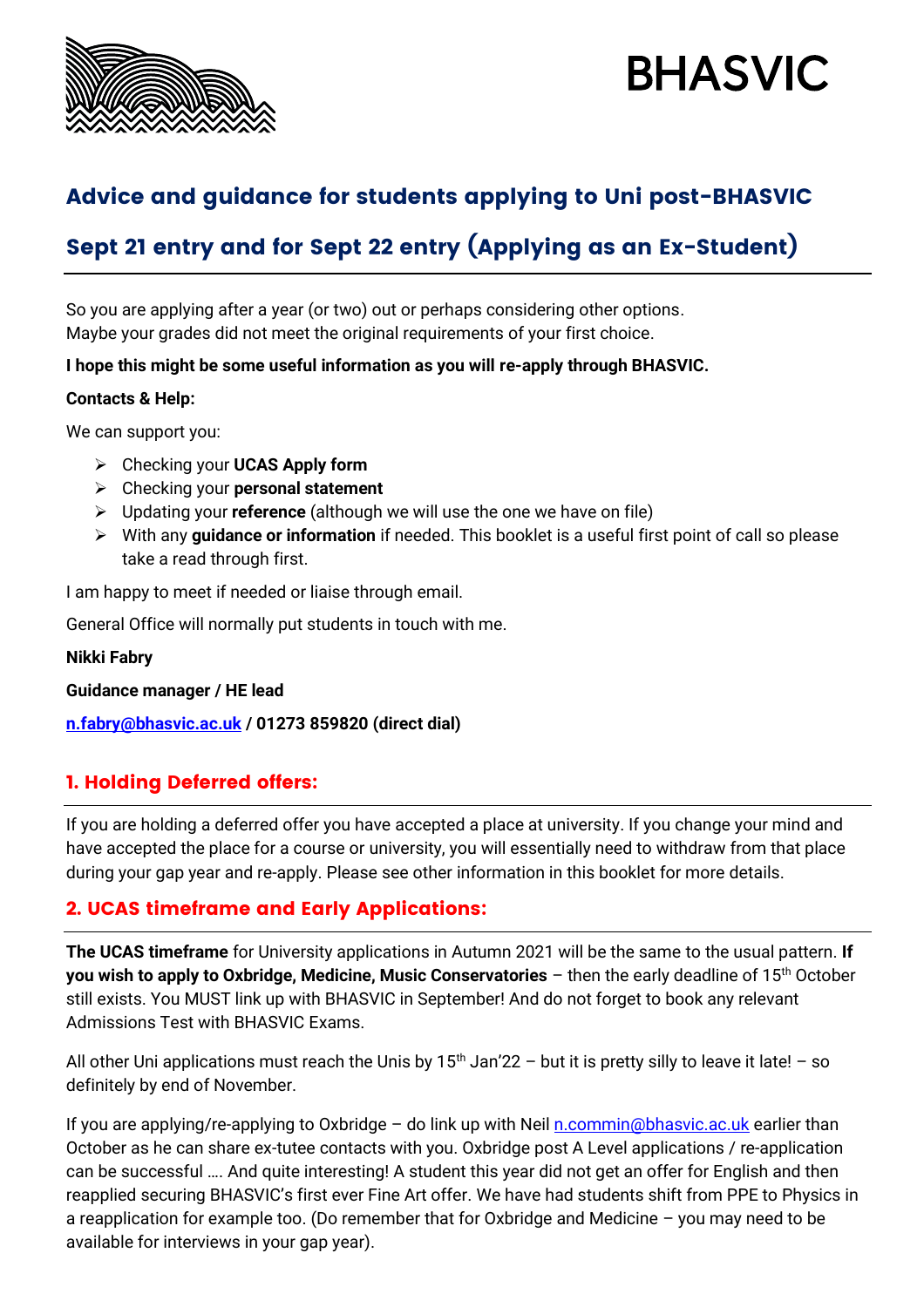BHASVIC

## Advice and guidance for students applying to Uni post-BHASVIC

## Sept 21 entry and for Sept 22 entry (Applying as an Ex-Student)

So you are applying after a year (or two) out or perhaps considering other options.
Maybe your grades did not meet the original requirements of your first choice.

**I hope this might be some useful information as you will re-apply through BHASVIC.**

**Contacts & Help:**

We can support you:

- Checking your **UCAS Apply form**
- Checking your **personal statement**
- Updating your **reference** (although we will use the one we have on file)
- With any **guidance or information** if needed. This booklet is a useful first point of call so please take a read through first.

I am happy to meet if needed or liaise through email.

General Office will normally put students in touch with me.

**Nikki Fabry**

**Guidance manager / HE lead**

**n.fabry@bhasvic.ac.uk / 01273 859820 (direct dial)**

### 1. Holding Deferred offers:

If you are holding a deferred offer you have accepted a place at university. If you change your mind and have accepted the place for a course or university, you will essentially need to withdraw from that place during your gap year and re-apply. Please see other information in this booklet for more details.

### 2. UCAS timeframe and Early Applications:

**The UCAS timeframe** for University applications in Autumn 2021 will be the same to the usual pattern. **If you wish to apply to Oxbridge, Medicine, Music Conservatories** – then the early deadline of 15th October still exists. You MUST link up with BHASVIC in September! And do not forget to book any relevant Admissions Test with BHASVIC Exams.

All other Uni applications must reach the Unis by 15th Jan'22 – but it is pretty silly to leave it late! – so definitely by end of November.

If you are applying/re-applying to Oxbridge – do link up with Neil n.commin@bhasvic.ac.uk earlier than October as he can share ex-tutee contacts with you. Oxbridge post A Level applications / re-application can be successful …. And quite interesting! A student this year did not get an offer for English and then reapplied securing BHASVIC's first ever Fine Art offer. We have had students shift from PPE to Physics in a reapplication for example too. (Do remember that for Oxbridge and Medicine – you may need to be available for interviews in your gap year).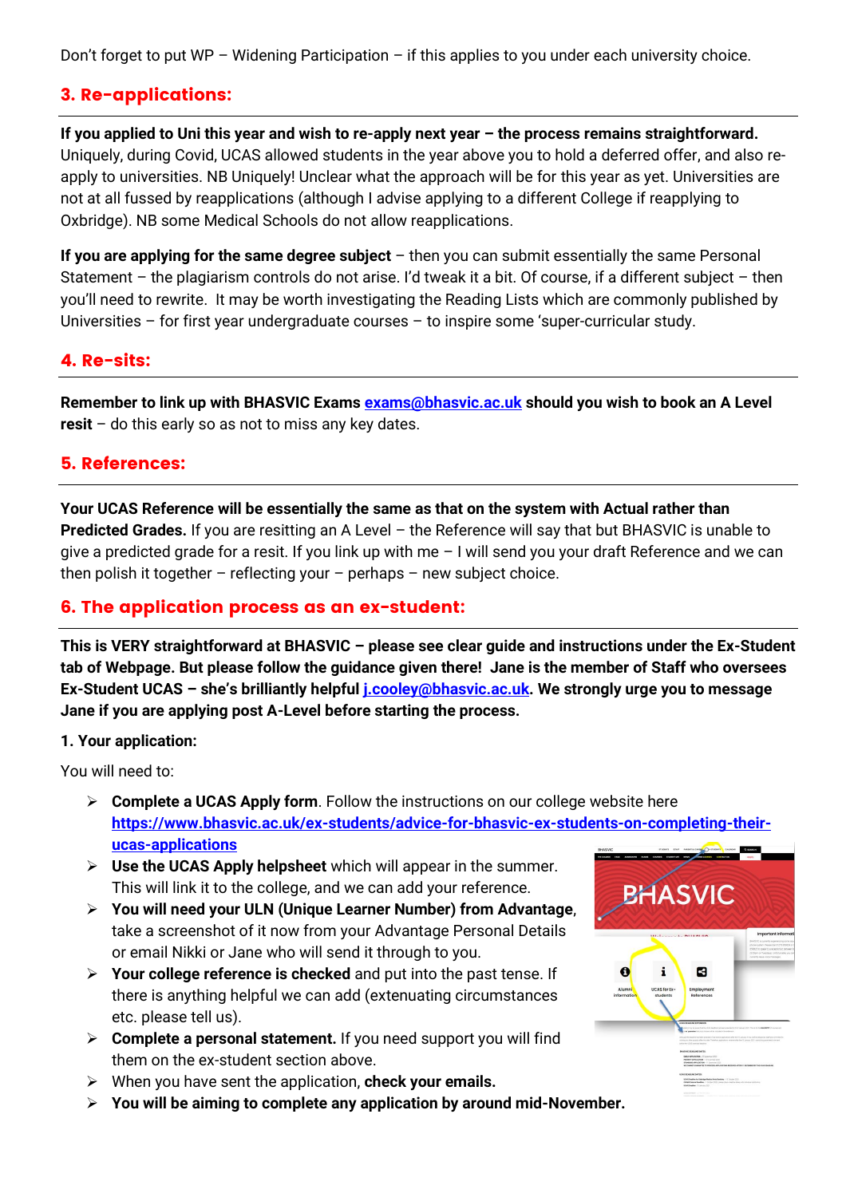Don't forget to put WP – Widening Participation – if this applies to you under each university choice.

## 3. Re-applications:

**If you applied to Uni this year and wish to re-apply next year – the process remains straightforward.** Uniquely, during Covid, UCAS allowed students in the year above you to hold a deferred offer, and also re-apply to universities. NB Uniquely! Unclear what the approach will be for this year as yet. Universities are not at all fussed by reapplications (although I advise applying to a different College if reapplying to Oxbridge). NB some Medical Schools do not allow reapplications.

**If you are applying for the same degree subject** – then you can submit essentially the same Personal Statement – the plagiarism controls do not arise. I'd tweak it a bit. Of course, if a different subject – then you'll need to rewrite. It may be worth investigating the Reading Lists which are commonly published by Universities – for first year undergraduate courses – to inspire some 'super-curricular study.

## 4. Re-sits:

**Remember to link up with BHASVIC Exams exams@bhasvic.ac.uk should you wish to book an A Level resit** – do this early so as not to miss any key dates.

## 5. References:

**Your UCAS Reference will be essentially the same as that on the system with Actual rather than Predicted Grades.** If you are resitting an A Level – the Reference will say that but BHASVIC is unable to give a predicted grade for a resit. If you link up with me – I will send you your draft Reference and we can then polish it together – reflecting your – perhaps – new subject choice.

## 6. The application process as an ex-student:

**This is VERY straightforward at BHASVIC – please see clear guide and instructions under the Ex-Student tab of Webpage. But please follow the guidance given there! Jane is the member of Staff who oversees Ex-Student UCAS – she's brilliantly helpful j.cooley@bhasvic.ac.uk. We strongly urge you to message Jane if you are applying post A-Level before starting the process.**

**1. Your application:**

You will need to:

- **Complete a UCAS Apply form**. Follow the instructions on our college website here https://www.bhasvic.ac.uk/ex-students/advice-for-bhasvic-ex-students-on-completing-their-ucas-applications
- **Use the UCAS Apply helpsheet** which will appear in the summer. This will link it to the college, and we can add your reference.
- **You will need your ULN (Unique Learner Number) from Advantage**, take a screenshot of it now from your Advantage Personal Details or email Nikki or Jane who will send it through to you.
- **Your college reference is checked** and put into the past tense. If there is anything helpful we can add (extenuating circumstances etc. please tell us).
- **Complete a personal statement.** If you need support you will find them on the ex-student section above.
- When you have sent the application, **check your emails.**
- **You will be aiming to complete any application by around mid-November.**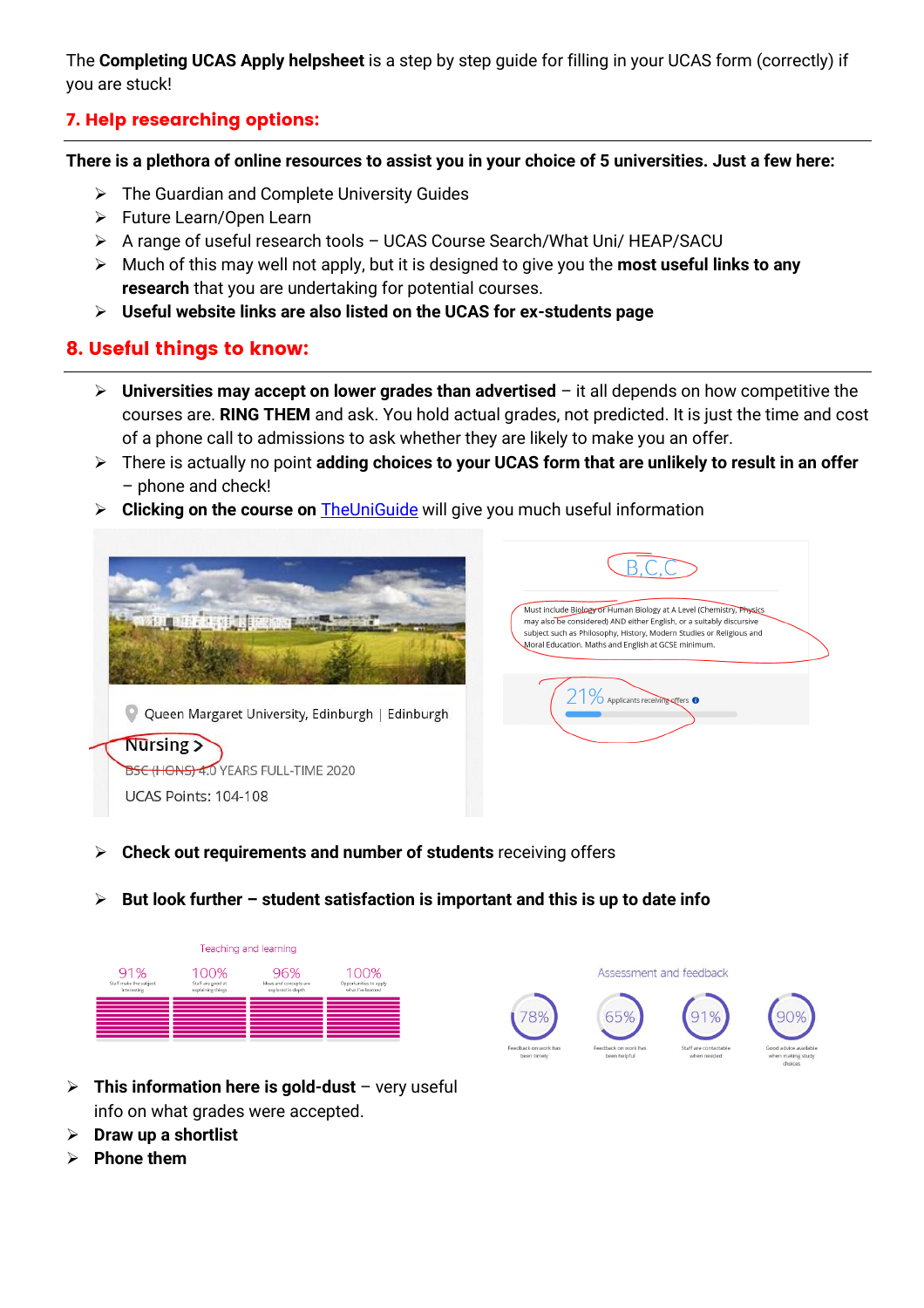The **Completing UCAS Apply helpsheet** is a step by step guide for filling in your UCAS form (correctly) if you are stuck!

## 7. Help researching options:

**There is a plethora of online resources to assist you in your choice of 5 universities. Just a few here:**

- The Guardian and Complete University Guides
- Future Learn/Open Learn
- A range of useful research tools – UCAS Course Search/What Uni/ HEAP/SACU
- Much of this may well not apply, but it is designed to give you the **most useful links to any research** that you are undertaking for potential courses.
- **Useful website links are also listed on the UCAS for ex-students page**

## 8. Useful things to know:

- **Universities may accept on lower grades than advertised** – it all depends on how competitive the courses are. **RING THEM** and ask. You hold actual grades, not predicted. It is just the time and cost of a phone call to admissions to ask whether they are likely to make you an offer.
- There is actually no point **adding choices to your UCAS form that are unlikely to result in an offer** – phone and check!
- **Clicking on the course on** TheUniGuide will give you much useful information

Queen Margaret University, Edinburgh | Edinburgh

Nursing >

BSC (HONS) 4.0 YEARS FULL-TIME 2020

UCAS Points: 104-108

B,C,C

Must include Biology or Human Biology at A Level (Chemistry, Physics may also be considered) AND either English, or a suitably discursive subject such as Philosophy, History, Modern Studies or Religious and Moral Education. Maths and English at GCSE minimum.

21% Applicants receiving offers

- **Check out requirements and number of students** receiving offers
- **But look further – student satisfaction is important and this is up to date info**

Teaching and learning

| 91% | 100% | 96% | 100% |
|---|---|---|---|
| Staff make the subject interesting | Staff are good at explaining things | Ideas and concepts are explored in-depth | Opportunities to apply what I've learned |

Assessment and feedback

| 78% | 65% | 91% | 90% |
|---|---|---|---|
| Feedback on work has been timely | Feedback on work has been helpful | Staff are contactable when needed | Good advice available when making study choices |

- **This information here is gold-dust** – very useful info on what grades were accepted.
- **Draw up a shortlist**
- **Phone them**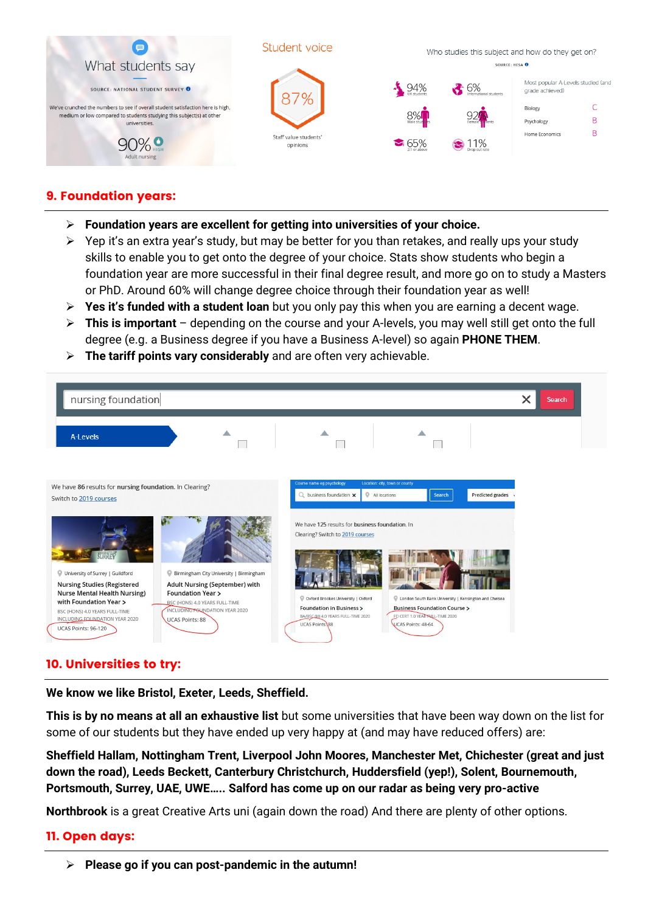What students say

SOURCE: NATIONAL STUDENT SURVEY

We've crunched the numbers to see if overall student satisfaction here is high, medium or low compared to students studying this subject(s) at other universities.

90% HIGH
Adult nursing

Student voice

87%

Staff value students' opinions

Who studies this subject and how do they get on?

SOURCE: HESA

94% UK students
6% International students
8% Male students
92% Female students
65% 21 or above
11% Drop out rate

Most popular A-Levels studied (and grade achieved)

| | |
|---|---|
| Biology | C |
| Psychology | B |
| Home Economics | B |

## 9. Foundation years:

- **Foundation years are excellent for getting into universities of your choice.**
- Yep it's an extra year's study, but may be better for you than retakes, and really ups your study skills to enable you to get onto the degree of your choice. Stats show students who begin a foundation year are more successful in their final degree result, and more go on to study a Masters or PhD. Around 60% will change degree choice through their foundation year as well!
- **Yes it's funded with a student loan** but you only pay this when you are earning a decent wage.
- **This is important** – depending on the course and your A-levels, you may well still get onto the full degree (e.g. a Business degree if you have a Business A-level) so again **PHONE THEM**.
- **The tariff points vary considerably** and are often very achievable.

nursing foundation

Search

A-Levels

We have 86 results for nursing foundation. In Clearing? Switch to 2019 courses

University of Surrey | Guildford
Nursing Studies (Registered Nurse Mental Health Nursing) with Foundation Year >
BSC (HONS) 4.0 YEARS FULL-TIME INCLUDING FOUNDATION YEAR 2020
UCAS Points: 96-120

Birmingham City University | Birmingham
Adult Nursing (September) with Foundation Year >
BSC (HONS) 4.0 YEARS FULL-TIME INCLUDING FOUNDATION YEAR 2020
UCAS Points: 88

Course name eg psychology | Location: city, town or county
business foundation | All locations | Search | Predicted grades

We have 125 results for business foundation. In Clearing? Switch to 2019 courses

Oxford Brookes University | Oxford
Foundation in Business >
BA/BSC (H) 4.0 YEARS FULL-TIME 2020
UCAS Points: 88

London South Bank University | Kensington and Chelsea
Business Foundation Course >
FD CERT 1.0 YEAR FULL-TIME 2020
UCAS Points: 48-64

## 10. Universities to try:

**We know we like Bristol, Exeter, Leeds, Sheffield.**

**This is by no means at all an exhaustive list** but some universities that have been way down on the list for some of our students but they have ended up very happy at (and may have reduced offers) are:

**Sheffield Hallam, Nottingham Trent, Liverpool John Moores, Manchester Met, Chichester (great and just down the road), Leeds Beckett, Canterbury Christchurch, Huddersfield (yep!), Solent, Bournemouth, Portsmouth, Surrey, UAE, UWE….. Salford has come up on our radar as being very pro-active**

**Northbrook** is a great Creative Arts uni (again down the road) And there are plenty of other options.

## 11. Open days:

- **Please go if you can post-pandemic in the autumn!**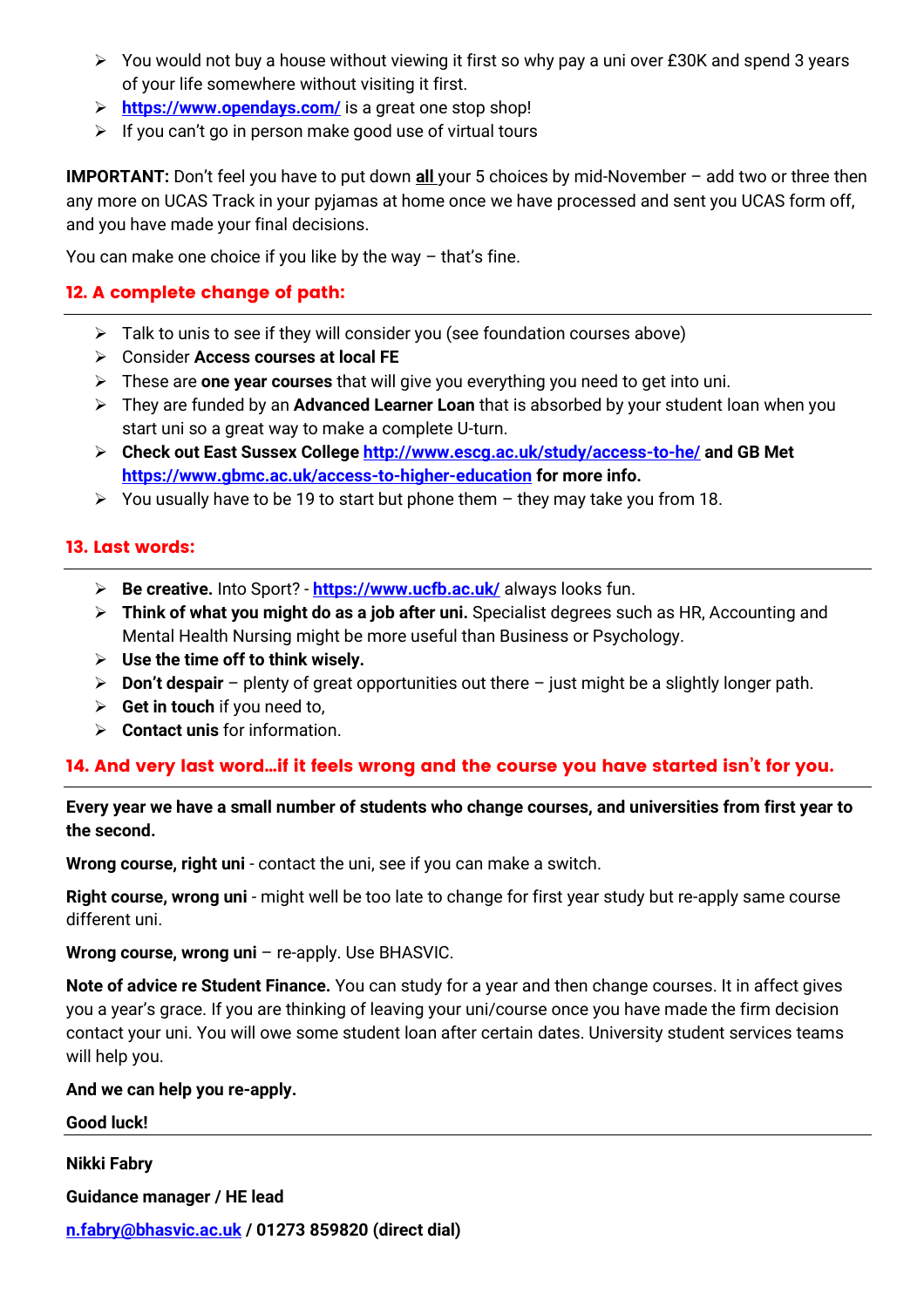- You would not buy a house without viewing it first so why pay a uni over £30K and spend 3 years of your life somewhere without visiting it first.
- **https://www.opendays.com/** is a great one stop shop!
- If you can't go in person make good use of virtual tours

**IMPORTANT:** Don't feel you have to put down **all** your 5 choices by mid-November – add two or three then any more on UCAS Track in your pyjamas at home once we have processed and sent you UCAS form off, and you have made your final decisions.

You can make one choice if you like by the way – that's fine.

## 12. A complete change of path:

- Talk to unis to see if they will consider you (see foundation courses above)
- Consider **Access courses at local FE**
- These are **one year courses** that will give you everything you need to get into uni.
- They are funded by an **Advanced Learner Loan** that is absorbed by your student loan when you start uni so a great way to make a complete U-turn.
- **Check out East Sussex College http://www.escg.ac.uk/study/access-to-he/ and GB Met https://www.gbmc.ac.uk/access-to-higher-education for more info.**
- You usually have to be 19 to start but phone them – they may take you from 18.

## 13. Last words:

- **Be creative.** Into Sport? - **https://www.ucfb.ac.uk/** always looks fun.
- **Think of what you might do as a job after uni.** Specialist degrees such as HR, Accounting and Mental Health Nursing might be more useful than Business or Psychology.
- **Use the time off to think wisely.**
- **Don't despair** – plenty of great opportunities out there – just might be a slightly longer path.
- **Get in touch** if you need to,
- **Contact unis** for information.

## 14. And very last word…if it feels wrong and the course you have started isn't for you.

**Every year we have a small number of students who change courses, and universities from first year to the second.**

**Wrong course, right uni** - contact the uni, see if you can make a switch.

**Right course, wrong uni** - might well be too late to change for first year study but re-apply same course different uni.

**Wrong course, wrong uni** – re-apply. Use BHASVIC.

**Note of advice re Student Finance.** You can study for a year and then change courses. It in affect gives you a year's grace. If you are thinking of leaving your uni/course once you have made the firm decision contact your uni. You will owe some student loan after certain dates. University student services teams will help you.

**And we can help you re-apply.**

**Good luck!**

---

**Nikki Fabry**

**Guidance manager / HE lead**

**n.fabry@bhasvic.ac.uk / 01273 859820 (direct dial)**